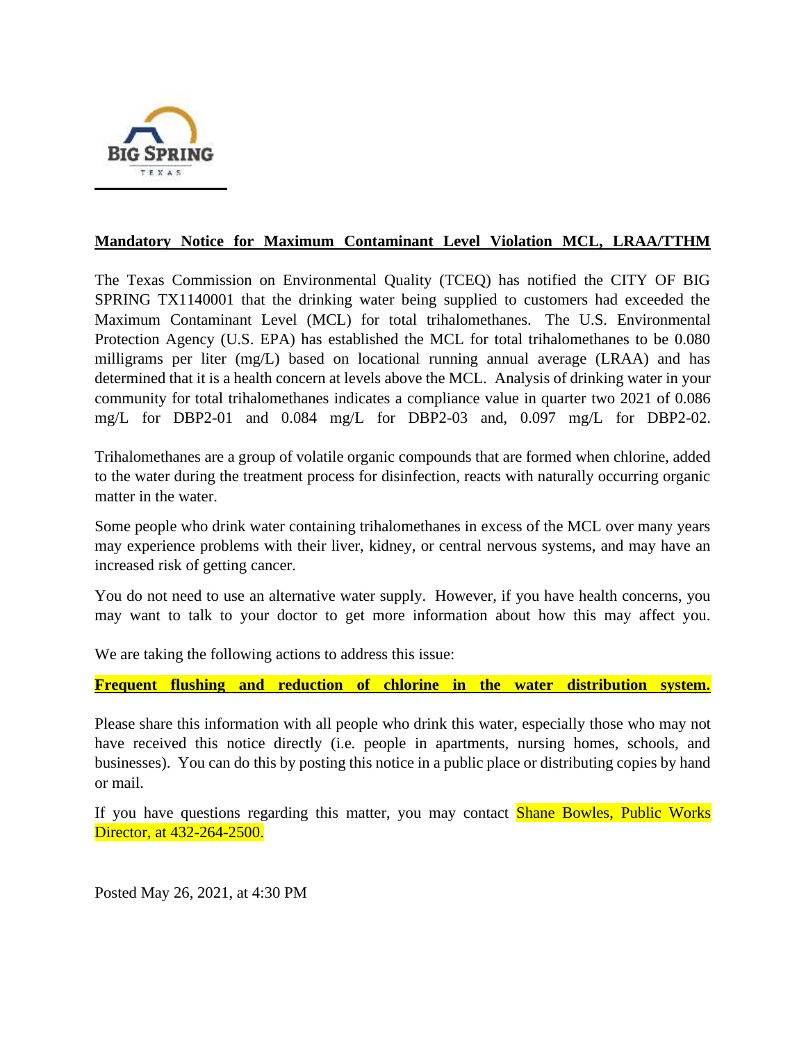BIG SPRING

TEXAS

**Mandatory Notice for Maximum Contaminant Level Violation MCL, LRAA/TTHM**

The Texas Commission on Environmental Quality (TCEQ) has notified the CITY OF BIG SPRING TX1140001 that the drinking water being supplied to customers had exceeded the Maximum Contaminant Level (MCL) for total trihalomethanes. The U.S. Environmental Protection Agency (U.S. EPA) has established the MCL for total trihalomethanes to be 0.080 milligrams per liter (mg/L) based on locational running annual average (LRAA) and has determined that it is a health concern at levels above the MCL. Analysis of drinking water in your community for total trihalomethanes indicates a compliance value in quarter two 2021 of 0.086 mg/L for DBP2-01 and 0.084 mg/L for DBP2-03 and, 0.097 mg/L for DBP2-02.

Trihalomethanes are a group of volatile organic compounds that are formed when chlorine, added to the water during the treatment process for disinfection, reacts with naturally occurring organic matter in the water.

Some people who drink water containing trihalomethanes in excess of the MCL over many years may experience problems with their liver, kidney, or central nervous systems, and may have an increased risk of getting cancer.

You do not need to use an alternative water supply. However, if you have health concerns, you may want to talk to your doctor to get more information about how this may affect you.

We are taking the following actions to address this issue:

**Frequent flushing and reduction of chlorine in the water distribution system.**

Please share this information with all people who drink this water, especially those who may not have received this notice directly (i.e. people in apartments, nursing homes, schools, and businesses). You can do this by posting this notice in a public place or distributing copies by hand or mail.

If you have questions regarding this matter, you may contact Shane Bowles, Public Works Director, at 432-264-2500.

Posted May 26, 2021, at 4:30 PM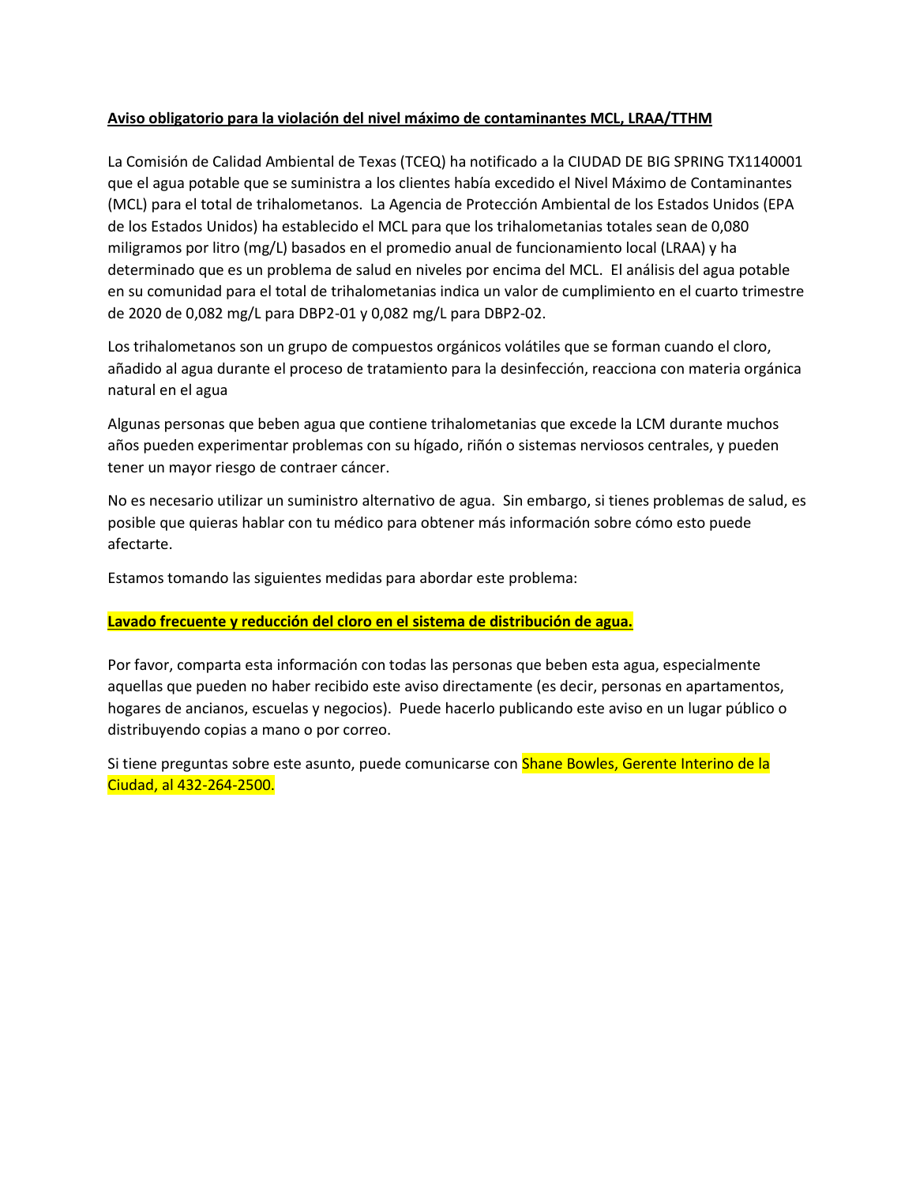**<u>Aviso obligatorio para la violación del nivel máximo de contaminantes MCL, LRAA/TTHM</u>**

La Comisión de Calidad Ambiental de Texas (TCEQ) ha notificado a la CIUDAD DE BIG SPRING TX1140001 que el agua potable que se suministra a los clientes había excedido el Nivel Máximo de Contaminantes (MCL) para el total de trihalometanos. La Agencia de Protección Ambiental de los Estados Unidos (EPA de los Estados Unidos) ha establecido el MCL para que los trihalometanias totales sean de 0,080 miligramos por litro (mg/L) basados en el promedio anual de funcionamiento local (LRAA) y ha determinado que es un problema de salud en niveles por encima del MCL. El análisis del agua potable en su comunidad para el total de trihalometanias indica un valor de cumplimiento en el cuarto trimestre de 2020 de 0,082 mg/L para DBP2-01 y 0,082 mg/L para DBP2-02.

Los trihalometanos son un grupo de compuestos orgánicos volátiles que se forman cuando el cloro, añadido al agua durante el proceso de tratamiento para la desinfección, reacciona con materia orgánica natural en el agua

Algunas personas que beben agua que contiene trihalometanias que excede la LCM durante muchos años pueden experimentar problemas con su hígado, riñón o sistemas nerviosos centrales, y pueden tener un mayor riesgo de contraer cáncer.

No es necesario utilizar un suministro alternativo de agua. Sin embargo, si tienes problemas de salud, es posible que quieras hablar con tu médico para obtener más información sobre cómo esto puede afectarte.

Estamos tomando las siguientes medidas para abordar este problema:

**<u>Lavado frecuente y reducción del cloro en el sistema de distribución de agua.</u>**

Por favor, comparta esta información con todas las personas que beben esta agua, especialmente aquellas que pueden no haber recibido este aviso directamente (es decir, personas en apartamentos, hogares de ancianos, escuelas y negocios). Puede hacerlo publicando este aviso en un lugar público o distribuyendo copias a mano o por correo.

Si tiene preguntas sobre este asunto, puede comunicarse con Shane Bowles, Gerente Interino de la Ciudad, al 432-264-2500.